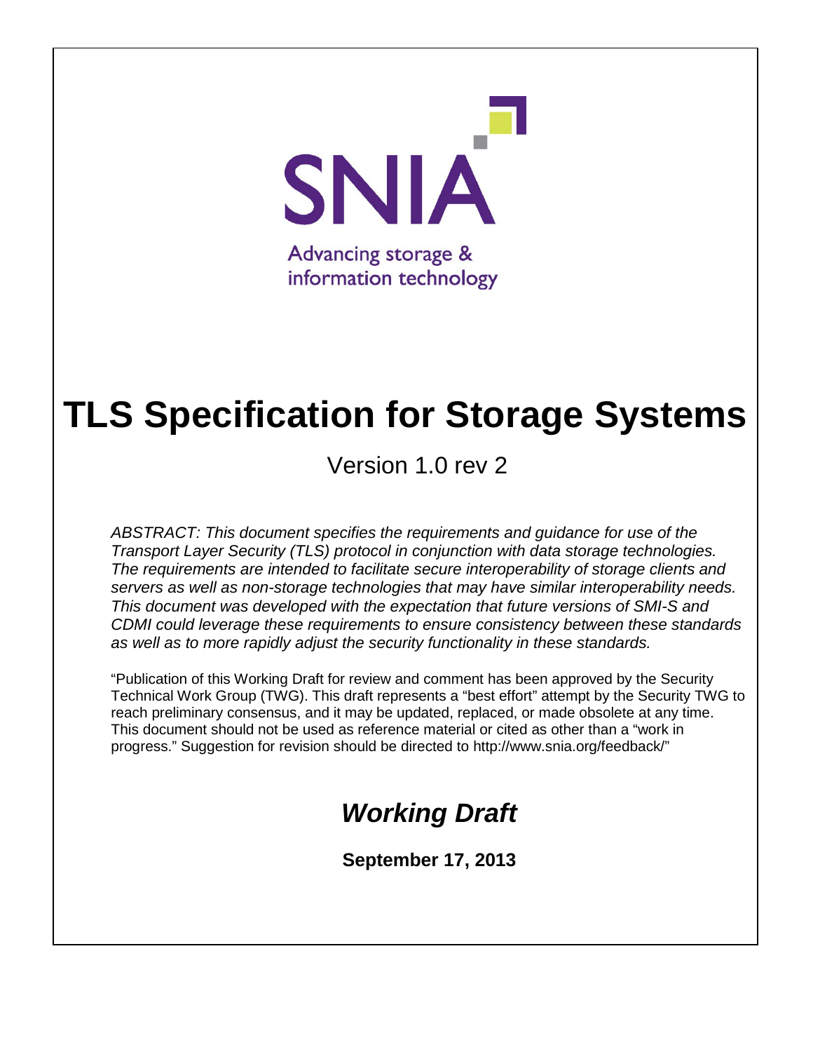SNIA

Advancing storage & information technology

# TLS Specification for Storage Systems

## Version 1.0 rev 2

*ABSTRACT: This document specifies the requirements and guidance for use of the Transport Layer Security (TLS) protocol in conjunction with data storage technologies. The requirements are intended to facilitate secure interoperability of storage clients and servers as well as non-storage technologies that may have similar interoperability needs. This document was developed with the expectation that future versions of SMI-S and CDMI could leverage these requirements to ensure consistency between these standards as well as to more rapidly adjust the security functionality in these standards.*

"Publication of this Working Draft for review and comment has been approved by the Security Technical Work Group (TWG). This draft represents a "best effort" attempt by the Security TWG to reach preliminary consensus, and it may be updated, replaced, or made obsolete at any time. This document should not be used as reference material or cited as other than a "work in progress." Suggestion for revision should be directed to http://www.snia.org/feedback/"

## *Working Draft*

**September 17, 2013**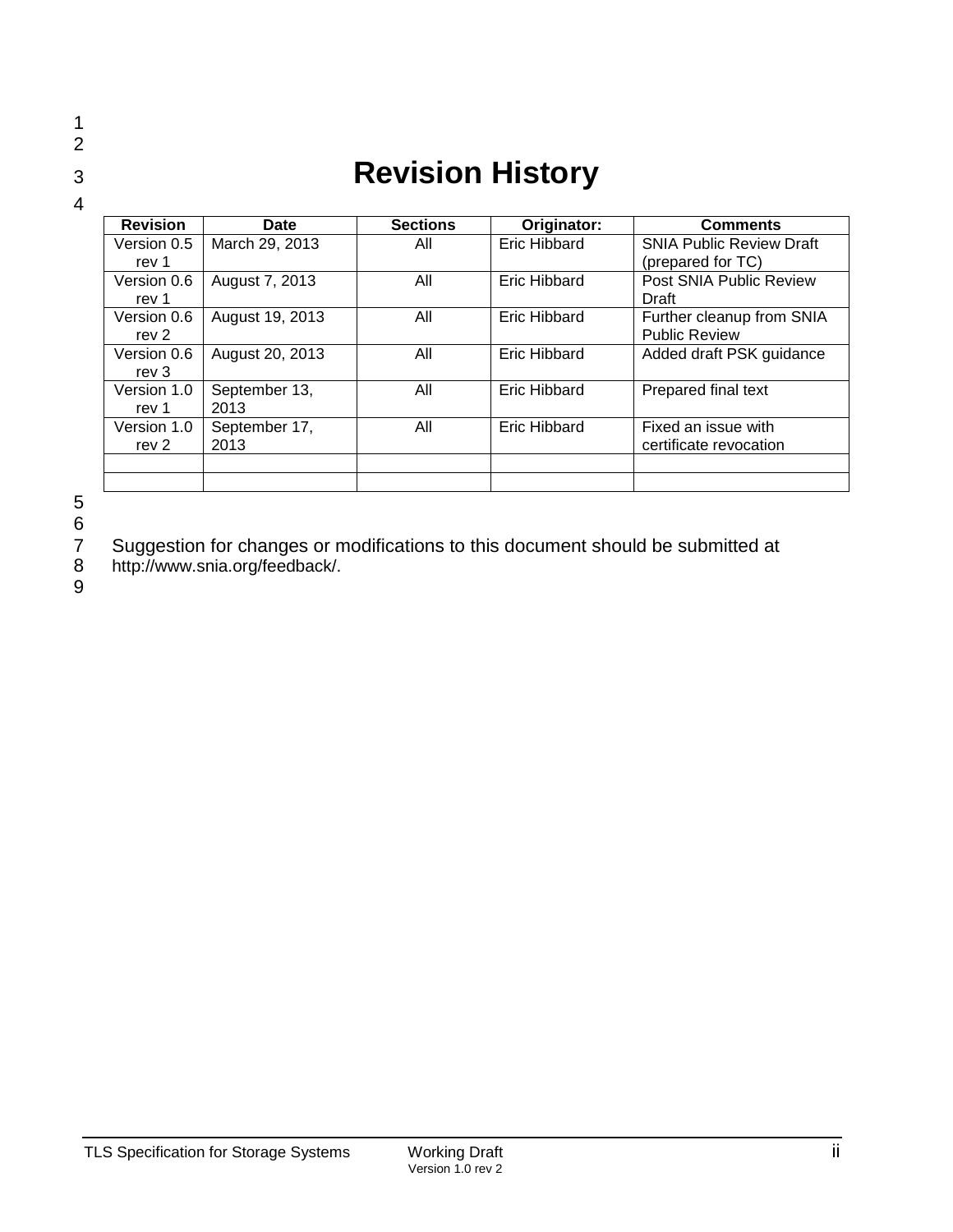# Revision History

| Revision | Date | Sections | Originator: | Comments |
|---|---|---|---|---|
| Version 0.5 rev 1 | March 29, 2013 | All | Eric Hibbard | SNIA Public Review Draft (prepared for TC) |
| Version 0.6 rev 1 | August 7, 2013 | All | Eric Hibbard | Post SNIA Public Review Draft |
| Version 0.6 rev 2 | August 19, 2013 | All | Eric Hibbard | Further cleanup from SNIA Public Review |
| Version 0.6 rev 3 | August 20, 2013 | All | Eric Hibbard | Added draft PSK guidance |
| Version 1.0 rev 1 | September 13, 2013 | All | Eric Hibbard | Prepared final text |
| Version 1.0 rev 2 | September 17, 2013 | All | Eric Hibbard | Fixed an issue with certificate revocation |
| | | | | |
| | | | | |

Suggestion for changes or modifications to this document should be submitted at http://www.snia.org/feedback/.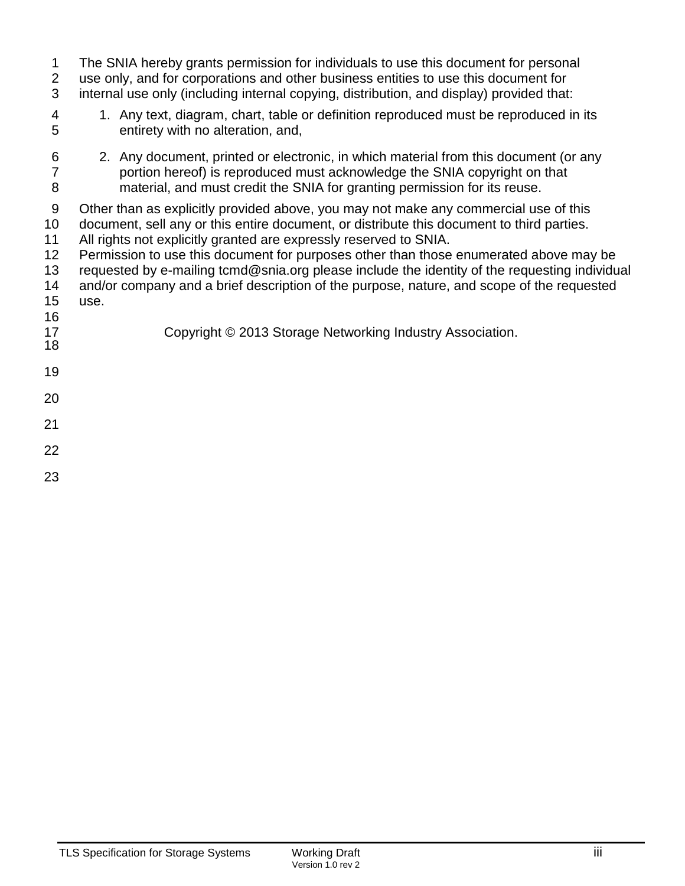The SNIA hereby grants permission for individuals to use this document for personal use only, and for corporations and other business entities to use this document for internal use only (including internal copying, distribution, and display) provided that:

1. Any text, diagram, chart, table or definition reproduced must be reproduced in its entirety with no alteration, and,
2. Any document, printed or electronic, in which material from this document (or any portion hereof) is reproduced must acknowledge the SNIA copyright on that material, and must credit the SNIA for granting permission for its reuse.

Other than as explicitly provided above, you may not make any commercial use of this document, sell any or this entire document, or distribute this document to third parties. All rights not explicitly granted are expressly reserved to SNIA.
Permission to use this document for purposes other than those enumerated above may be requested by e-mailing tcmd@snia.org please include the identity of the requesting individual and/or company and a brief description of the purpose, nature, and scope of the requested use.

Copyright © 2013 Storage Networking Industry Association.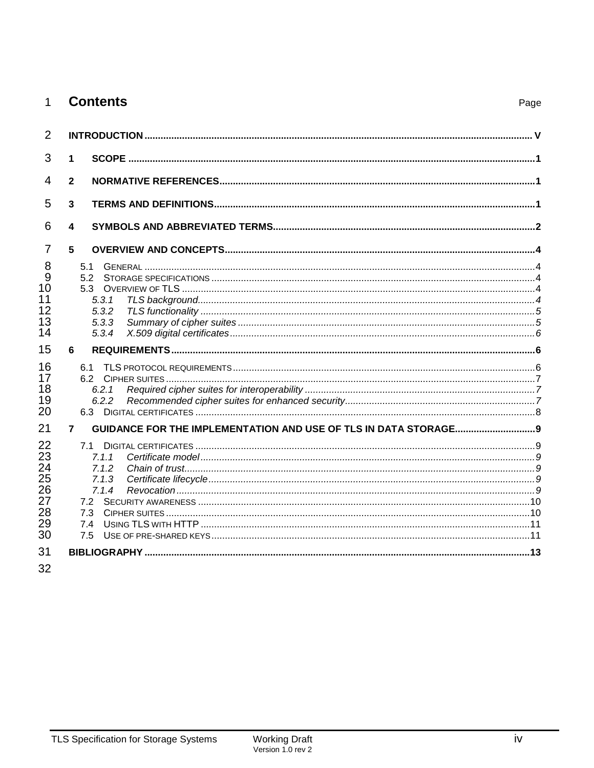# Contents

Page

INTRODUCTION ..... V

1 SCOPE ..... 1

2 NORMATIVE REFERENCES ..... 1

3 TERMS AND DEFINITIONS ..... 1

4 SYMBOLS AND ABBREVIATED TERMS ..... 2

5 OVERVIEW AND CONCEPTS ..... 4

- 5.1 GENERAL ..... 4
- 5.2 STORAGE SPECIFICATIONS ..... 4
- 5.3 OVERVIEW OF TLS ..... 4
  - *5.3.1 TLS background ..... 4*
  - *5.3.2 TLS functionality ..... 5*
  - *5.3.3 Summary of cipher suites ..... 5*
  - *5.3.4 X.509 digital certificates ..... 6*

6 REQUIREMENTS ..... 6

- 6.1 TLS PROTOCOL REQUIREMENTS ..... 6
- 6.2 CIPHER SUITES ..... 7
  - *6.2.1 Required cipher suites for interoperability ..... 7*
  - *6.2.2 Recommended cipher suites for enhanced security ..... 7*
- 6.3 DIGITAL CERTIFICATES ..... 8

7 GUIDANCE FOR THE IMPLEMENTATION AND USE OF TLS IN DATA STORAGE ..... 9

- 7.1 DIGITAL CERTIFICATES ..... 9
  - *7.1.1 Certificate model ..... 9*
  - *7.1.2 Chain of trust ..... 9*
  - *7.1.3 Certificate lifecycle ..... 9*
  - *7.1.4 Revocation ..... 9*
- 7.2 SECURITY AWARENESS ..... 10
- 7.3 CIPHER SUITES ..... 10
- 7.4 USING TLS WITH HTTP ..... 11
- 7.5 USE OF PRE-SHARED KEYS ..... 11

BIBLIOGRAPHY ..... 13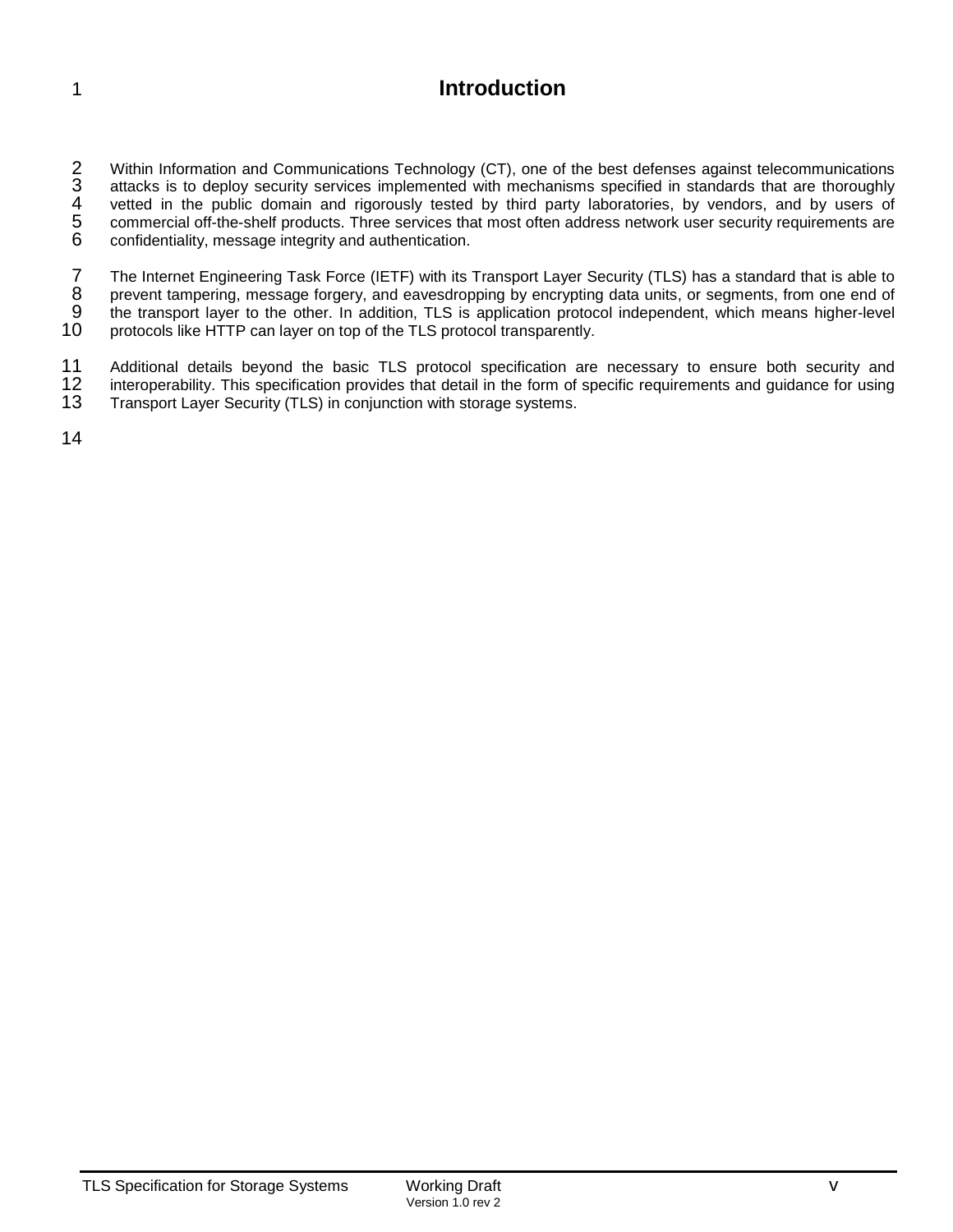# Introduction

Within Information and Communications Technology (CT), one of the best defenses against telecommunications attacks is to deploy security services implemented with mechanisms specified in standards that are thoroughly vetted in the public domain and rigorously tested by third party laboratories, by vendors, and by users of commercial off-the-shelf products. Three services that most often address network user security requirements are confidentiality, message integrity and authentication.

The Internet Engineering Task Force (IETF) with its Transport Layer Security (TLS) has a standard that is able to prevent tampering, message forgery, and eavesdropping by encrypting data units, or segments, from one end of the transport layer to the other. In addition, TLS is application protocol independent, which means higher-level protocols like HTTP can layer on top of the TLS protocol transparently.

Additional details beyond the basic TLS protocol specification are necessary to ensure both security and interoperability. This specification provides that detail in the form of specific requirements and guidance for using Transport Layer Security (TLS) in conjunction with storage systems.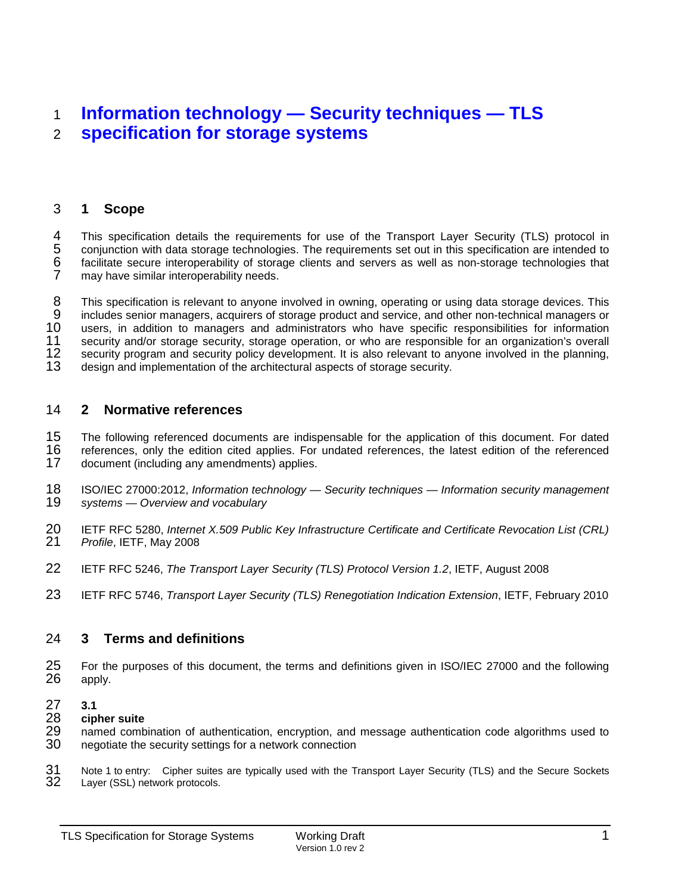# Information technology — Security techniques — TLS specification for storage systems

## 1 Scope

This specification details the requirements for use of the Transport Layer Security (TLS) protocol in conjunction with data storage technologies. The requirements set out in this specification are intended to facilitate secure interoperability of storage clients and servers as well as non-storage technologies that may have similar interoperability needs.

This specification is relevant to anyone involved in owning, operating or using data storage devices. This includes senior managers, acquirers of storage product and service, and other non-technical managers or users, in addition to managers and administrators who have specific responsibilities for information security and/or storage security, storage operation, or who are responsible for an organization's overall security program and security policy development. It is also relevant to anyone involved in the planning, design and implementation of the architectural aspects of storage security.

## 2 Normative references

The following referenced documents are indispensable for the application of this document. For dated references, only the edition cited applies. For undated references, the latest edition of the referenced document (including any amendments) applies.

ISO/IEC 27000:2012, *Information technology — Security techniques — Information security management systems — Overview and vocabulary*

IETF RFC 5280, *Internet X.509 Public Key Infrastructure Certificate and Certificate Revocation List (CRL) Profile*, IETF, May 2008

IETF RFC 5246, *The Transport Layer Security (TLS) Protocol Version 1.2*, IETF, August 2008

IETF RFC 5746, *Transport Layer Security (TLS) Renegotiation Indication Extension*, IETF, February 2010

## 3 Terms and definitions

For the purposes of this document, the terms and definitions given in ISO/IEC 27000 and the following apply.

**3.1**
**cipher suite**
named combination of authentication, encryption, and message authentication code algorithms used to negotiate the security settings for a network connection

Note 1 to entry: Cipher suites are typically used with the Transport Layer Security (TLS) and the Secure Sockets Layer (SSL) network protocols.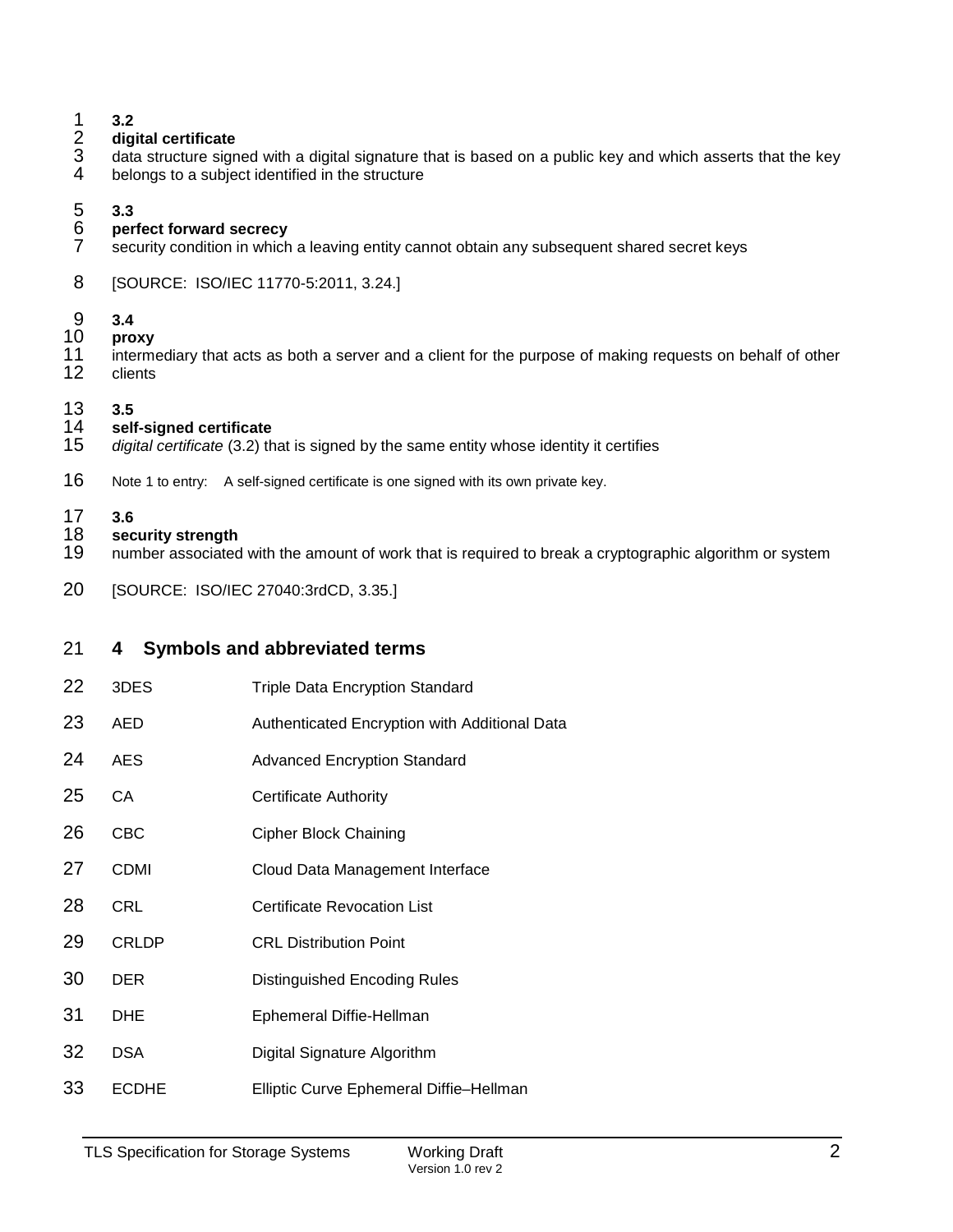**3.2**
**digital certificate**
data structure signed with a digital signature that is based on a public key and which asserts that the key belongs to a subject identified in the structure

**3.3**
**perfect forward secrecy**
security condition in which a leaving entity cannot obtain any subsequent shared secret keys

[SOURCE: ISO/IEC 11770-5:2011, 3.24.]

**3.4**
**proxy**
intermediary that acts as both a server and a client for the purpose of making requests on behalf of other clients

**3.5**
**self-signed certificate**
*digital certificate* (3.2) that is signed by the same entity whose identity it certifies

Note 1 to entry: A self-signed certificate is one signed with its own private key.

**3.6**
**security strength**
number associated with the amount of work that is required to break a cryptographic algorithm or system

[SOURCE: ISO/IEC 27040:3rdCD, 3.35.]

## 4 Symbols and abbreviated terms

| | |
|---|---|
| 3DES | Triple Data Encryption Standard |
| AED | Authenticated Encryption with Additional Data |
| AES | Advanced Encryption Standard |
| CA | Certificate Authority |
| CBC | Cipher Block Chaining |
| CDMI | Cloud Data Management Interface |
| CRL | Certificate Revocation List |
| CRLDP | CRL Distribution Point |
| DER | Distinguished Encoding Rules |
| DHE | Ephemeral Diffie-Hellman |
| DSA | Digital Signature Algorithm |
| ECDHE | Elliptic Curve Ephemeral Diffie–Hellman |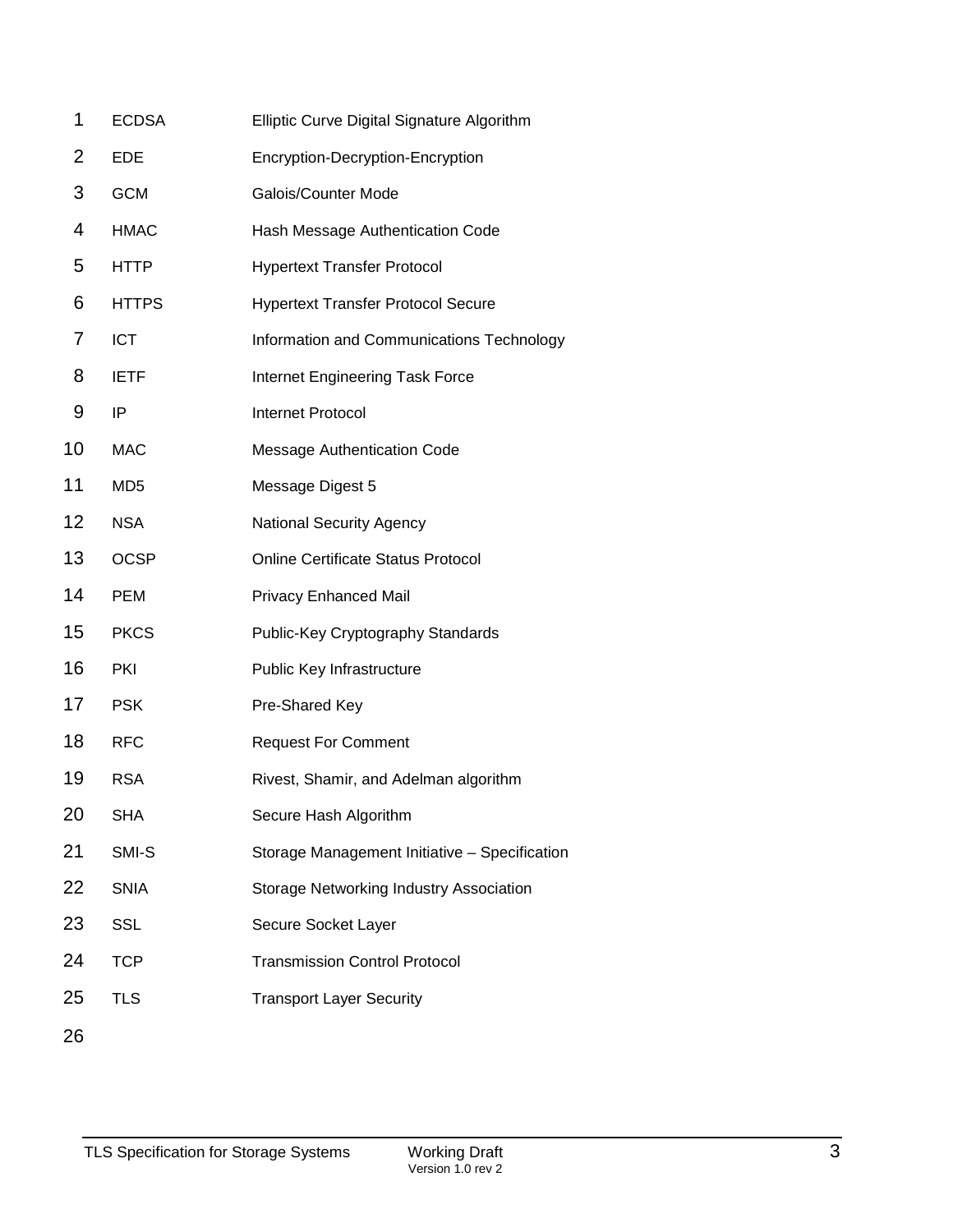| | |
|---|---|
| ECDSA | Elliptic Curve Digital Signature Algorithm |
| EDE | Encryption-Decryption-Encryption |
| GCM | Galois/Counter Mode |
| HMAC | Hash Message Authentication Code |
| HTTP | Hypertext Transfer Protocol |
| HTTPS | Hypertext Transfer Protocol Secure |
| ICT | Information and Communications Technology |
| IETF | Internet Engineering Task Force |
| IP | Internet Protocol |
| MAC | Message Authentication Code |
| MD5 | Message Digest 5 |
| NSA | National Security Agency |
| OCSP | Online Certificate Status Protocol |
| PEM | Privacy Enhanced Mail |
| PKCS | Public-Key Cryptography Standards |
| PKI | Public Key Infrastructure |
| PSK | Pre-Shared Key |
| RFC | Request For Comment |
| RSA | Rivest, Shamir, and Adelman algorithm |
| SHA | Secure Hash Algorithm |
| SMI-S | Storage Management Initiative – Specification |
| SNIA | Storage Networking Industry Association |
| SSL | Secure Socket Layer |
| TCP | Transmission Control Protocol |
| TLS | Transport Layer Security |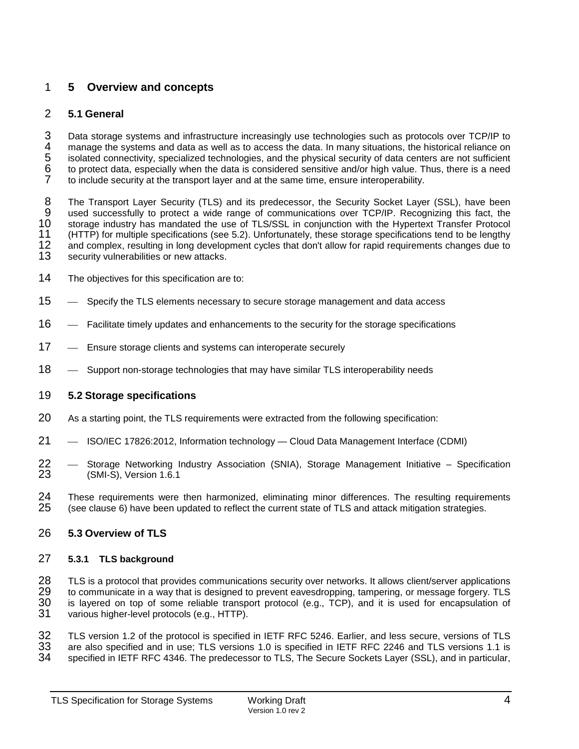# 5 Overview and concepts

## 5.1 General

Data storage systems and infrastructure increasingly use technologies such as protocols over TCP/IP to manage the systems and data as well as to access the data. In many situations, the historical reliance on isolated connectivity, specialized technologies, and the physical security of data centers are not sufficient to protect data, especially when the data is considered sensitive and/or high value. Thus, there is a need to include security at the transport layer and at the same time, ensure interoperability.

The Transport Layer Security (TLS) and its predecessor, the Security Socket Layer (SSL), have been used successfully to protect a wide range of communications over TCP/IP. Recognizing this fact, the storage industry has mandated the use of TLS/SSL in conjunction with the Hypertext Transfer Protocol (HTTP) for multiple specifications (see 5.2). Unfortunately, these storage specifications tend to be lengthy and complex, resulting in long development cycles that don't allow for rapid requirements changes due to security vulnerabilities or new attacks.

The objectives for this specification are to:

- Specify the TLS elements necessary to secure storage management and data access
- Facilitate timely updates and enhancements to the security for the storage specifications
- Ensure storage clients and systems can interoperate securely
- Support non-storage technologies that may have similar TLS interoperability needs

## 5.2 Storage specifications

As a starting point, the TLS requirements were extracted from the following specification:

- ISO/IEC 17826:2012, Information technology — Cloud Data Management Interface (CDMI)
- Storage Networking Industry Association (SNIA), Storage Management Initiative – Specification (SMI-S), Version 1.6.1

These requirements were then harmonized, eliminating minor differences. The resulting requirements (see clause 6) have been updated to reflect the current state of TLS and attack mitigation strategies.

## 5.3 Overview of TLS

### 5.3.1 TLS background

TLS is a protocol that provides communications security over networks. It allows client/server applications to communicate in a way that is designed to prevent eavesdropping, tampering, or message forgery. TLS is layered on top of some reliable transport protocol (e.g., TCP), and it is used for encapsulation of various higher-level protocols (e.g., HTTP).

TLS version 1.2 of the protocol is specified in IETF RFC 5246. Earlier, and less secure, versions of TLS are also specified and in use; TLS versions 1.0 is specified in IETF RFC 2246 and TLS versions 1.1 is specified in IETF RFC 4346. The predecessor to TLS, The Secure Sockets Layer (SSL), and in particular,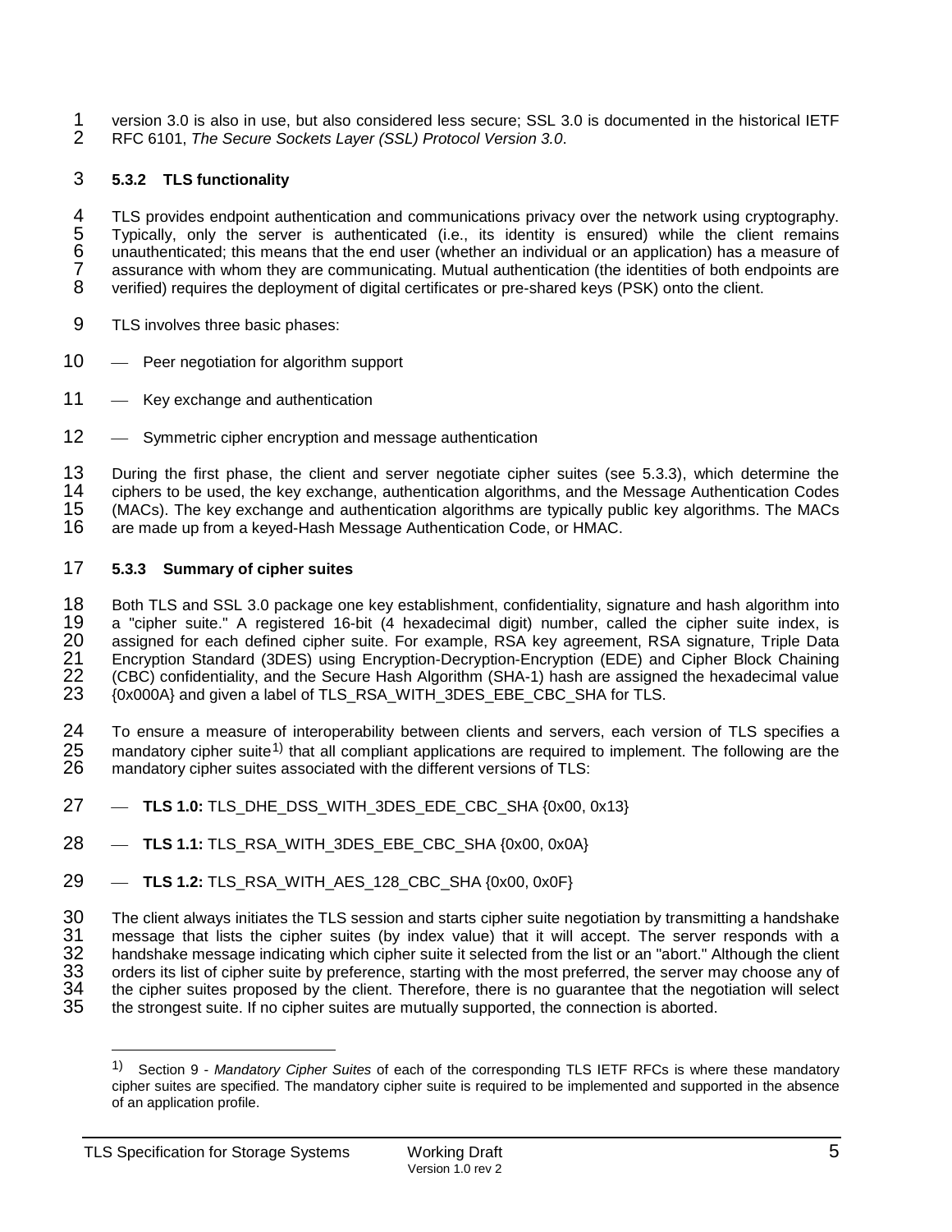version 3.0 is also in use, but also considered less secure; SSL 3.0 is documented in the historical IETF RFC 6101, *The Secure Sockets Layer (SSL) Protocol Version 3.0*.

### 5.3.2 TLS functionality

TLS provides endpoint authentication and communications privacy over the network using cryptography. Typically, only the server is authenticated (i.e., its identity is ensured) while the client remains unauthenticated; this means that the end user (whether an individual or an application) has a measure of assurance with whom they are communicating. Mutual authentication (the identities of both endpoints are verified) requires the deployment of digital certificates or pre-shared keys (PSK) onto the client.

TLS involves three basic phases:

- Peer negotiation for algorithm support
- Key exchange and authentication
- Symmetric cipher encryption and message authentication

During the first phase, the client and server negotiate cipher suites (see 5.3.3), which determine the ciphers to be used, the key exchange, authentication algorithms, and the Message Authentication Codes (MACs). The key exchange and authentication algorithms are typically public key algorithms. The MACs are made up from a keyed-Hash Message Authentication Code, or HMAC.

### 5.3.3 Summary of cipher suites

Both TLS and SSL 3.0 package one key establishment, confidentiality, signature and hash algorithm into a "cipher suite." A registered 16-bit (4 hexadecimal digit) number, called the cipher suite index, is assigned for each defined cipher suite. For example, RSA key agreement, RSA signature, Triple Data Encryption Standard (3DES) using Encryption-Decryption-Encryption (EDE) and Cipher Block Chaining (CBC) confidentiality, and the Secure Hash Algorithm (SHA-1) hash are assigned the hexadecimal value {0x000A} and given a label of TLS_RSA_WITH_3DES_EBE_CBC_SHA for TLS.

To ensure a measure of interoperability between clients and servers, each version of TLS specifies a mandatory cipher suite[1)] that all compliant applications are required to implement. The following are the mandatory cipher suites associated with the different versions of TLS:

- **TLS 1.0:** TLS_DHE_DSS_WITH_3DES_EDE_CBC_SHA {0x00, 0x13}
- **TLS 1.1:** TLS_RSA_WITH_3DES_EBE_CBC_SHA {0x00, 0x0A}
- **TLS 1.2:** TLS_RSA_WITH_AES_128_CBC_SHA {0x00, 0x0F}

The client always initiates the TLS session and starts cipher suite negotiation by transmitting a handshake message that lists the cipher suites (by index value) that it will accept. The server responds with a handshake message indicating which cipher suite it selected from the list or an "abort." Although the client orders its list of cipher suite by preference, starting with the most preferred, the server may choose any of the cipher suites proposed by the client. Therefore, there is no guarantee that the negotiation will select the strongest suite. If no cipher suites are mutually supported, the connection is aborted.

---

[1)] Section 9 - *Mandatory Cipher Suites* of each of the corresponding TLS IETF RFCs is where these mandatory cipher suites are specified. The mandatory cipher suite is required to be implemented and supported in the absence of an application profile.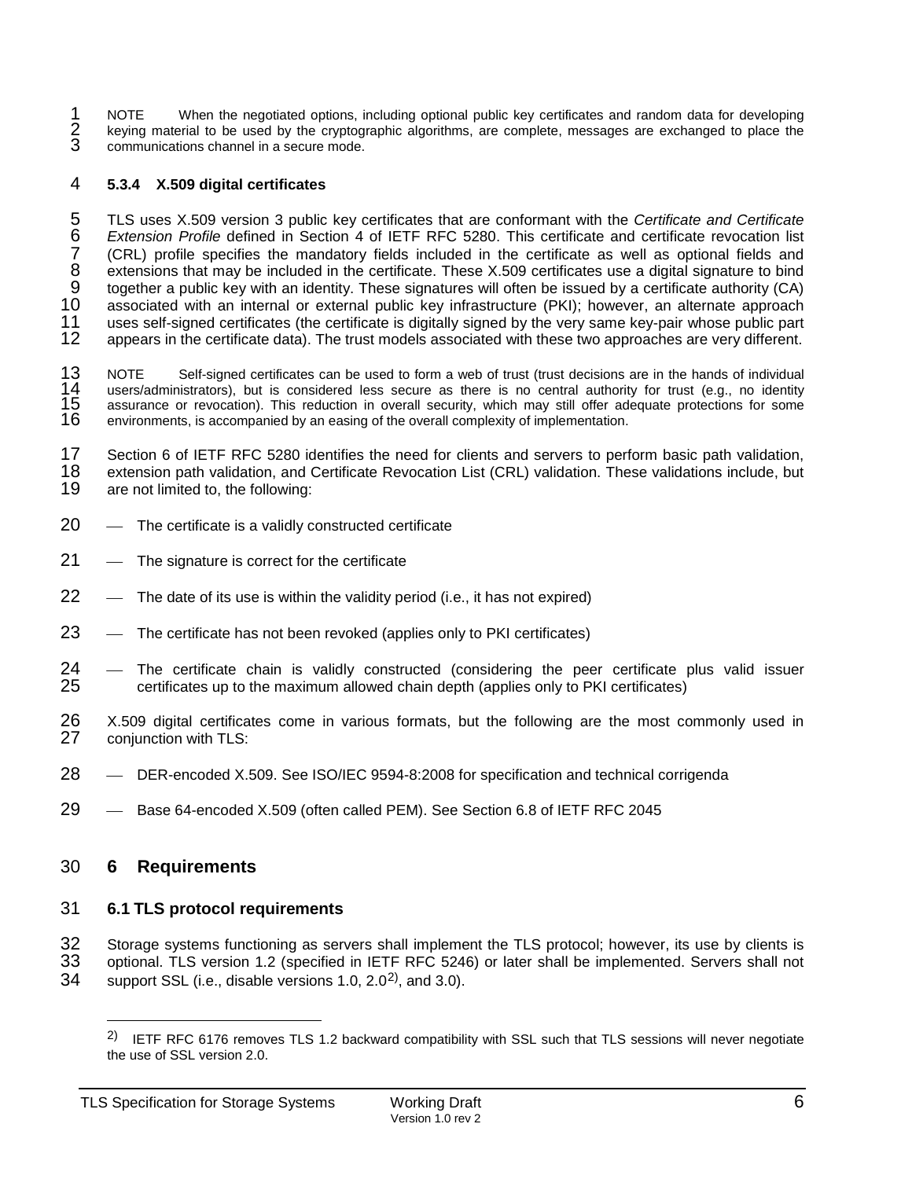NOTE When the negotiated options, including optional public key certificates and random data for developing keying material to be used by the cryptographic algorithms, are complete, messages are exchanged to place the communications channel in a secure mode.

### 5.3.4 X.509 digital certificates

TLS uses X.509 version 3 public key certificates that are conformant with the *Certificate and Certificate Extension Profile* defined in Section 4 of IETF RFC 5280. This certificate and certificate revocation list (CRL) profile specifies the mandatory fields included in the certificate as well as optional fields and extensions that may be included in the certificate. These X.509 certificates use a digital signature to bind together a public key with an identity. These signatures will often be issued by a certificate authority (CA) associated with an internal or external public key infrastructure (PKI); however, an alternate approach uses self-signed certificates (the certificate is digitally signed by the very same key-pair whose public part appears in the certificate data). The trust models associated with these two approaches are very different.

NOTE Self-signed certificates can be used to form a web of trust (trust decisions are in the hands of individual users/administrators), but is considered less secure as there is no central authority for trust (e.g., no identity assurance or revocation). This reduction in overall security, which may still offer adequate protections for some environments, is accompanied by an easing of the overall complexity of implementation.

Section 6 of IETF RFC 5280 identifies the need for clients and servers to perform basic path validation, extension path validation, and Certificate Revocation List (CRL) validation. These validations include, but are not limited to, the following:

- The certificate is a validly constructed certificate
- The signature is correct for the certificate
- The date of its use is within the validity period (i.e., it has not expired)
- The certificate has not been revoked (applies only to PKI certificates)
- The certificate chain is validly constructed (considering the peer certificate plus valid issuer certificates up to the maximum allowed chain depth (applies only to PKI certificates)

X.509 digital certificates come in various formats, but the following are the most commonly used in conjunction with TLS:

- DER-encoded X.509. See ISO/IEC 9594-8:2008 for specification and technical corrigenda
- Base 64-encoded X.509 (often called PEM). See Section 6.8 of IETF RFC 2045

# 6 Requirements

## 6.1 TLS protocol requirements

Storage systems functioning as servers shall implement the TLS protocol; however, its use by clients is optional. TLS version 1.2 (specified in IETF RFC 5246) or later shall be implemented. Servers shall not support SSL (i.e., disable versions 1.0, 2.0[2)], and 3.0).

[2)] IETF RFC 6176 removes TLS 1.2 backward compatibility with SSL such that TLS sessions will never negotiate the use of SSL version 2.0.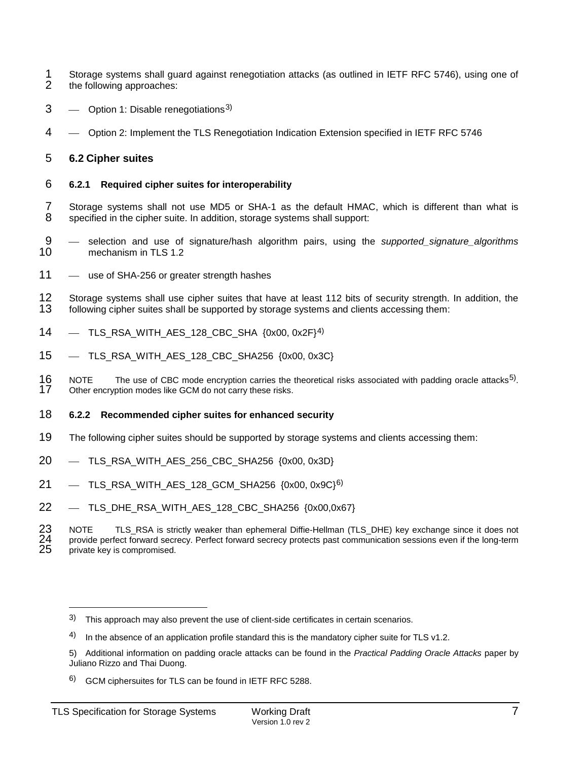Storage systems shall guard against renegotiation attacks (as outlined in IETF RFC 5746), using one of the following approaches:

- Option 1: Disable renegotiations[3]
- Option 2: Implement the TLS Renegotiation Indication Extension specified in IETF RFC 5746

## 6.2 Cipher suites

### 6.2.1 Required cipher suites for interoperability

Storage systems shall not use MD5 or SHA-1 as the default HMAC, which is different than what is specified in the cipher suite. In addition, storage systems shall support:

- selection and use of signature/hash algorithm pairs, using the *supported_signature_algorithms* mechanism in TLS 1.2
- use of SHA-256 or greater strength hashes

Storage systems shall use cipher suites that have at least 112 bits of security strength. In addition, the following cipher suites shall be supported by storage systems and clients accessing them:

- TLS_RSA_WITH_AES_128_CBC_SHA {0x00, 0x2F}[4]
- TLS_RSA_WITH_AES_128_CBC_SHA256 {0x00, 0x3C}

NOTE The use of CBC mode encryption carries the theoretical risks associated with padding oracle attacks[5]. Other encryption modes like GCM do not carry these risks.

### 6.2.2 Recommended cipher suites for enhanced security

The following cipher suites should be supported by storage systems and clients accessing them:

- TLS_RSA_WITH_AES_256_CBC_SHA256 {0x00, 0x3D}
- TLS_RSA_WITH_AES_128_GCM_SHA256 {0x00, 0x9C}[6]
- TLS_DHE_RSA_WITH_AES_128_CBC_SHA256 {0x00,0x67}

NOTE TLS_RSA is strictly weaker than ephemeral Diffie-Hellman (TLS_DHE) key exchange since it does not provide perfect forward secrecy. Perfect forward secrecy protects past communication sessions even if the long-term private key is compromised.

---

3) This approach may also prevent the use of client-side certificates in certain scenarios.

4) In the absence of an application profile standard this is the mandatory cipher suite for TLS v1.2.

5) Additional information on padding oracle attacks can be found in the *Practical Padding Oracle Attacks* paper by Juliano Rizzo and Thai Duong.

6) GCM ciphersuites for TLS can be found in IETF RFC 5288.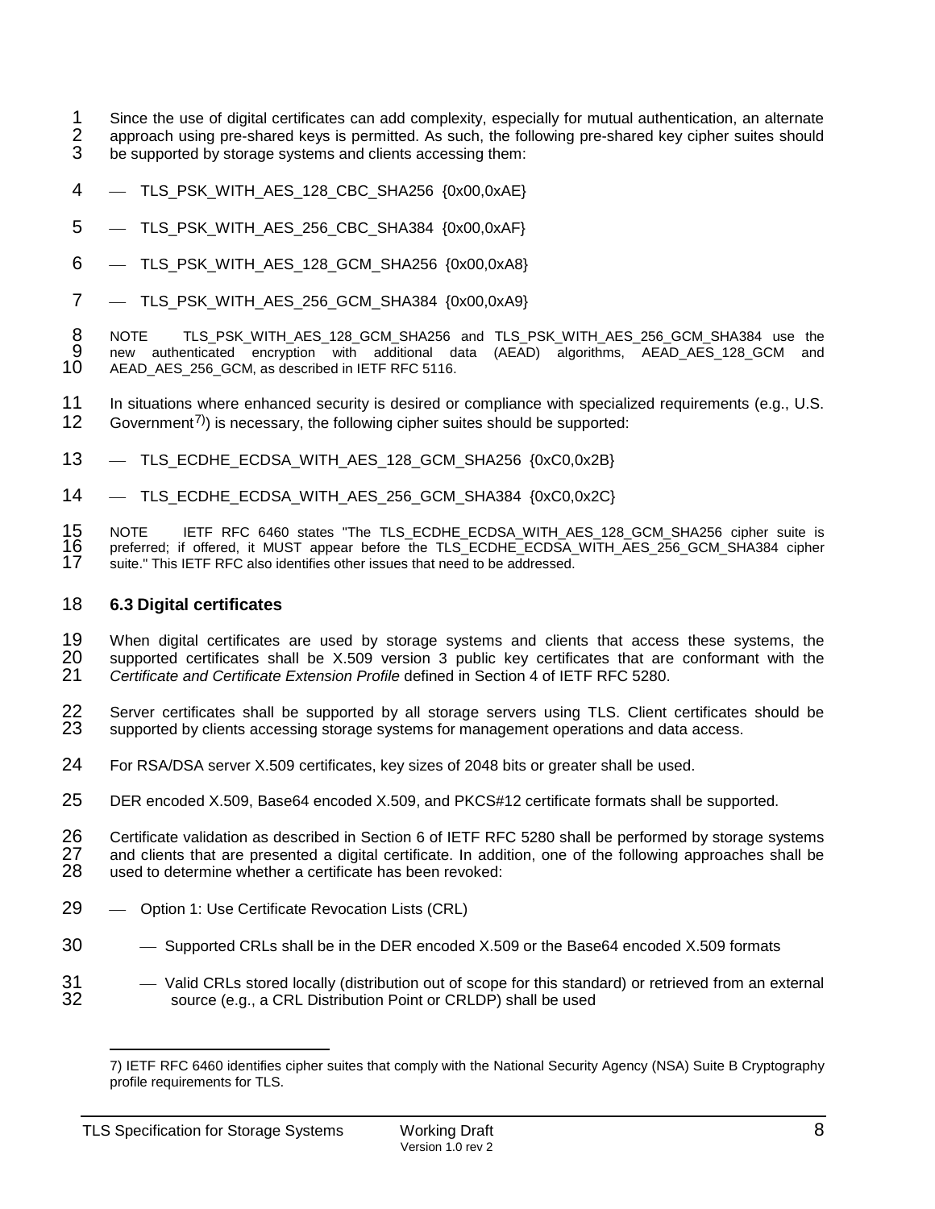Since the use of digital certificates can add complexity, especially for mutual authentication, an alternate approach using pre-shared keys is permitted. As such, the following pre-shared key cipher suites should be supported by storage systems and clients accessing them:

- TLS_PSK_WITH_AES_128_CBC_SHA256 {0x00,0xAE}
- TLS_PSK_WITH_AES_256_CBC_SHA384 {0x00,0xAF}
- TLS_PSK_WITH_AES_128_GCM_SHA256 {0x00,0xA8}
- TLS_PSK_WITH_AES_256_GCM_SHA384 {0x00,0xA9}

NOTE TLS_PSK_WITH_AES_128_GCM_SHA256 and TLS_PSK_WITH_AES_256_GCM_SHA384 use the new authenticated encryption with additional data (AEAD) algorithms, AEAD_AES_128_GCM and AEAD_AES_256_GCM, as described in IETF RFC 5116.

In situations where enhanced security is desired or compliance with specialized requirements (e.g., U.S. Government[7]) is necessary, the following cipher suites should be supported:

- TLS_ECDHE_ECDSA_WITH_AES_128_GCM_SHA256 {0xC0,0x2B}
- TLS_ECDHE_ECDSA_WITH_AES_256_GCM_SHA384 {0xC0,0x2C}

NOTE IETF RFC 6460 states "The TLS_ECDHE_ECDSA_WITH_AES_128_GCM_SHA256 cipher suite is preferred; if offered, it MUST appear before the TLS_ECDHE_ECDSA_WITH_AES_256_GCM_SHA384 cipher suite." This IETF RFC also identifies other issues that need to be addressed.

## 6.3 Digital certificates

When digital certificates are used by storage systems and clients that access these systems, the supported certificates shall be X.509 version 3 public key certificates that are conformant with the *Certificate and Certificate Extension Profile* defined in Section 4 of IETF RFC 5280.

Server certificates shall be supported by all storage servers using TLS. Client certificates should be supported by clients accessing storage systems for management operations and data access.

For RSA/DSA server X.509 certificates, key sizes of 2048 bits or greater shall be used.

DER encoded X.509, Base64 encoded X.509, and PKCS#12 certificate formats shall be supported.

Certificate validation as described in Section 6 of IETF RFC 5280 shall be performed by storage systems and clients that are presented a digital certificate. In addition, one of the following approaches shall be used to determine whether a certificate has been revoked:

- Option 1: Use Certificate Revocation Lists (CRL)
  - Supported CRLs shall be in the DER encoded X.509 or the Base64 encoded X.509 formats
  - Valid CRLs stored locally (distribution out of scope for this standard) or retrieved from an external source (e.g., a CRL Distribution Point or CRLDP) shall be used

---

7) IETF RFC 6460 identifies cipher suites that comply with the National Security Agency (NSA) Suite B Cryptography profile requirements for TLS.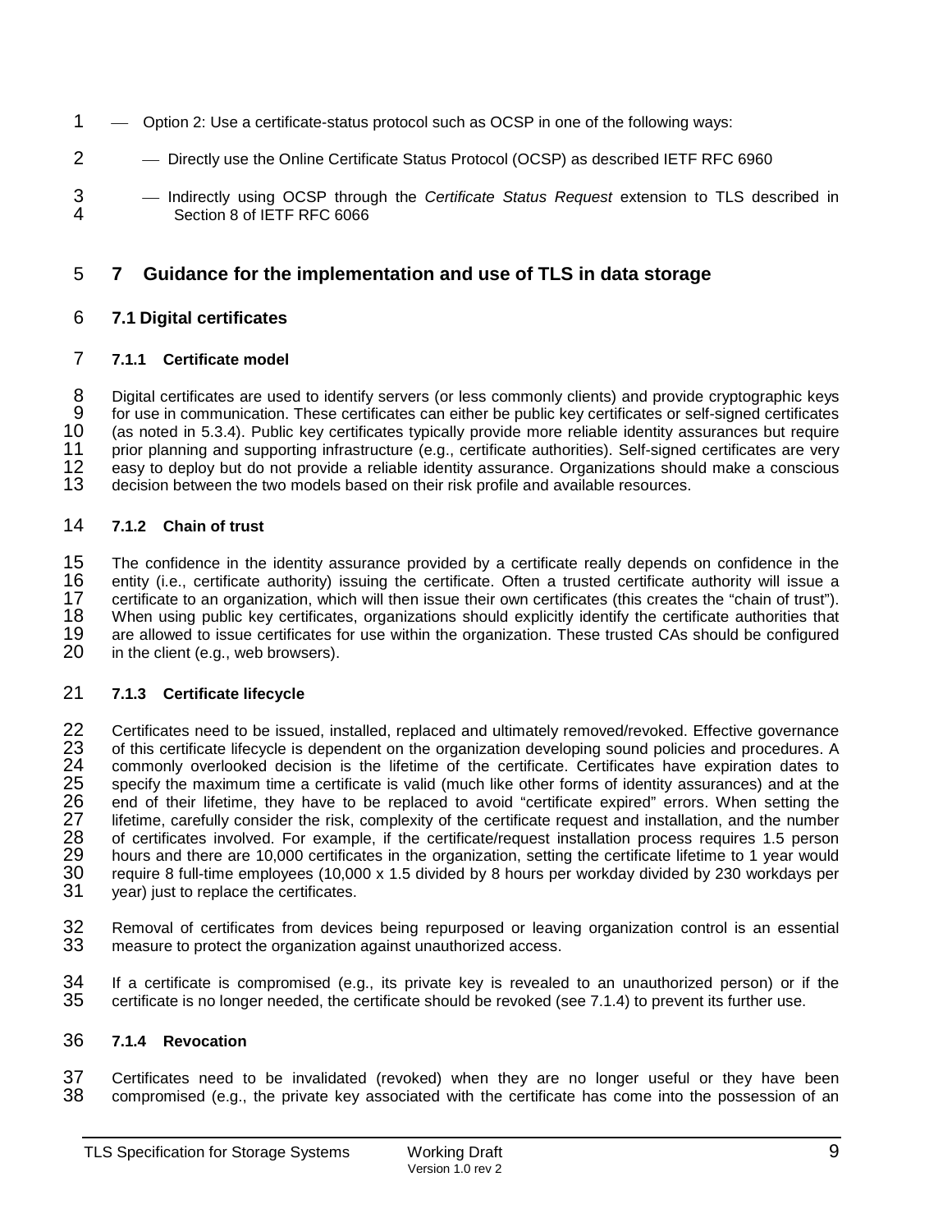- Option 2: Use a certificate-status protocol such as OCSP in one of the following ways:
  - Directly use the Online Certificate Status Protocol (OCSP) as described IETF RFC 6960
  - Indirectly using OCSP through the *Certificate Status Request* extension to TLS described in Section 8 of IETF RFC 6066

# 7 Guidance for the implementation and use of TLS in data storage

## 7.1 Digital certificates

### 7.1.1 Certificate model

Digital certificates are used to identify servers (or less commonly clients) and provide cryptographic keys for use in communication. These certificates can either be public key certificates or self-signed certificates (as noted in 5.3.4). Public key certificates typically provide more reliable identity assurances but require prior planning and supporting infrastructure (e.g., certificate authorities). Self-signed certificates are very easy to deploy but do not provide a reliable identity assurance. Organizations should make a conscious decision between the two models based on their risk profile and available resources.

### 7.1.2 Chain of trust

The confidence in the identity assurance provided by a certificate really depends on confidence in the entity (i.e., certificate authority) issuing the certificate. Often a trusted certificate authority will issue a certificate to an organization, which will then issue their own certificates (this creates the "chain of trust"). When using public key certificates, organizations should explicitly identify the certificate authorities that are allowed to issue certificates for use within the organization. These trusted CAs should be configured in the client (e.g., web browsers).

### 7.1.3 Certificate lifecycle

Certificates need to be issued, installed, replaced and ultimately removed/revoked. Effective governance of this certificate lifecycle is dependent on the organization developing sound policies and procedures. A commonly overlooked decision is the lifetime of the certificate. Certificates have expiration dates to specify the maximum time a certificate is valid (much like other forms of identity assurances) and at the end of their lifetime, they have to be replaced to avoid "certificate expired" errors. When setting the lifetime, carefully consider the risk, complexity of the certificate request and installation, and the number of certificates involved. For example, if the certificate/request installation process requires 1.5 person hours and there are 10,000 certificates in the organization, setting the certificate lifetime to 1 year would require 8 full-time employees (10,000 x 1.5 divided by 8 hours per workday divided by 230 workdays per year) just to replace the certificates.

Removal of certificates from devices being repurposed or leaving organization control is an essential measure to protect the organization against unauthorized access.

If a certificate is compromised (e.g., its private key is revealed to an unauthorized person) or if the certificate is no longer needed, the certificate should be revoked (see 7.1.4) to prevent its further use.

### 7.1.4 Revocation

Certificates need to be invalidated (revoked) when they are no longer useful or they have been compromised (e.g., the private key associated with the certificate has come into the possession of an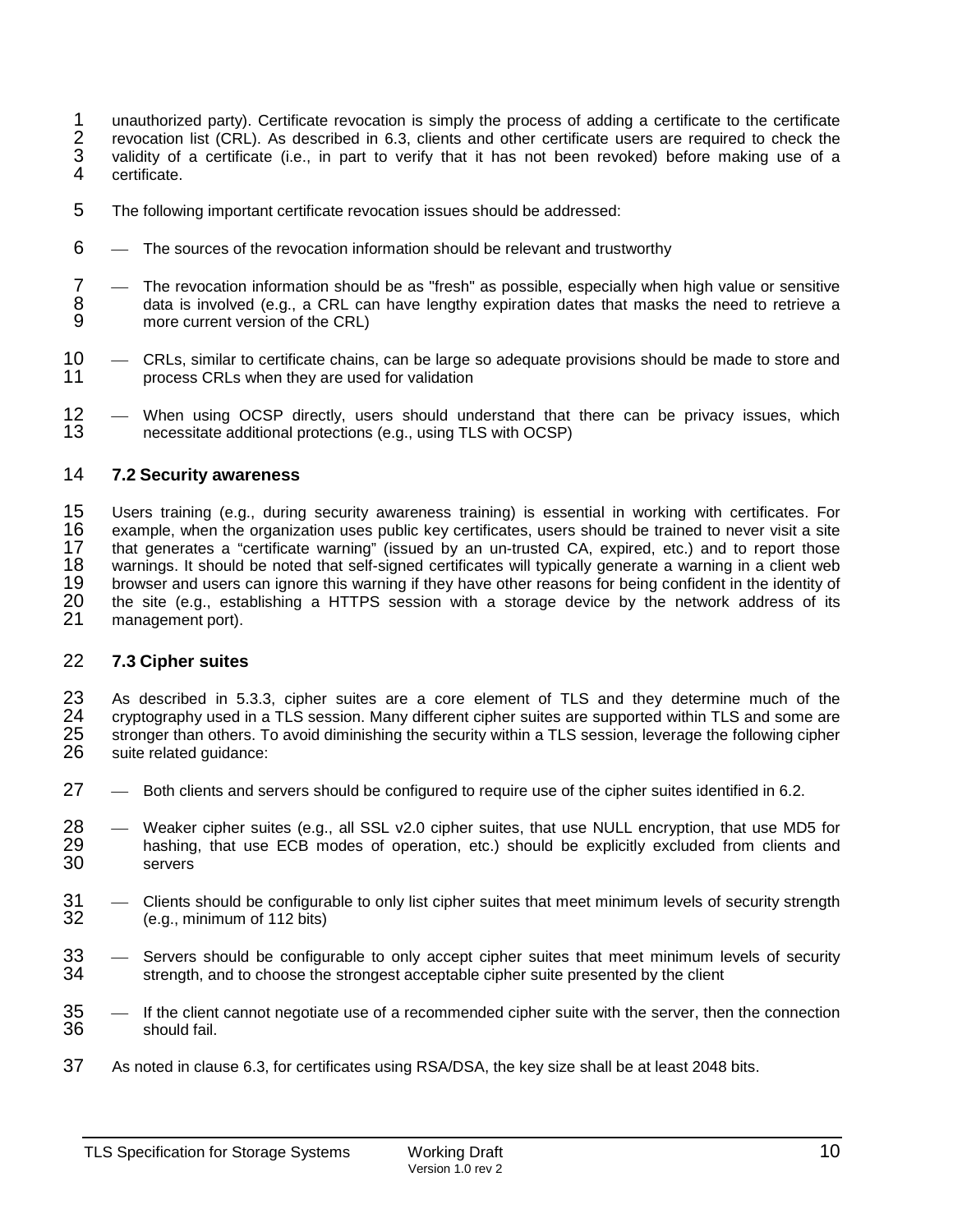unauthorized party). Certificate revocation is simply the process of adding a certificate to the certificate revocation list (CRL). As described in 6.3, clients and other certificate users are required to check the validity of a certificate (i.e., in part to verify that it has not been revoked) before making use of a certificate.

The following important certificate revocation issues should be addressed:

- The sources of the revocation information should be relevant and trustworthy
- The revocation information should be as "fresh" as possible, especially when high value or sensitive data is involved (e.g., a CRL can have lengthy expiration dates that masks the need to retrieve a more current version of the CRL)
- CRLs, similar to certificate chains, can be large so adequate provisions should be made to store and process CRLs when they are used for validation
- When using OCSP directly, users should understand that there can be privacy issues, which necessitate additional protections (e.g., using TLS with OCSP)

## 7.2 Security awareness

Users training (e.g., during security awareness training) is essential in working with certificates. For example, when the organization uses public key certificates, users should be trained to never visit a site that generates a "certificate warning" (issued by an un-trusted CA, expired, etc.) and to report those warnings. It should be noted that self-signed certificates will typically generate a warning in a client web browser and users can ignore this warning if they have other reasons for being confident in the identity of the site (e.g., establishing a HTTPS session with a storage device by the network address of its management port).

## 7.3 Cipher suites

As described in 5.3.3, cipher suites are a core element of TLS and they determine much of the cryptography used in a TLS session. Many different cipher suites are supported within TLS and some are stronger than others. To avoid diminishing the security within a TLS session, leverage the following cipher suite related guidance:

- Both clients and servers should be configured to require use of the cipher suites identified in 6.2.
- Weaker cipher suites (e.g., all SSL v2.0 cipher suites, that use NULL encryption, that use MD5 for hashing, that use ECB modes of operation, etc.) should be explicitly excluded from clients and servers
- Clients should be configurable to only list cipher suites that meet minimum levels of security strength (e.g., minimum of 112 bits)
- Servers should be configurable to only accept cipher suites that meet minimum levels of security strength, and to choose the strongest acceptable cipher suite presented by the client
- If the client cannot negotiate use of a recommended cipher suite with the server, then the connection should fail.

As noted in clause 6.3, for certificates using RSA/DSA, the key size shall be at least 2048 bits.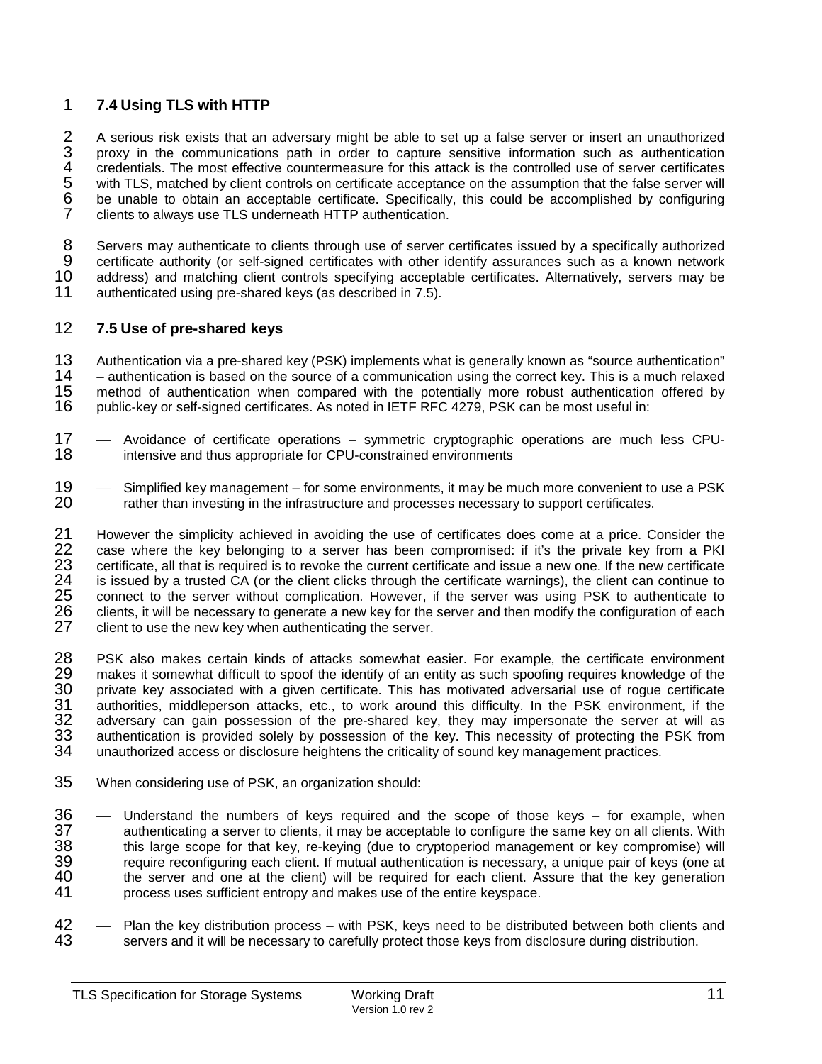### 7.4 Using TLS with HTTP

A serious risk exists that an adversary might be able to set up a false server or insert an unauthorized proxy in the communications path in order to capture sensitive information such as authentication credentials. The most effective countermeasure for this attack is the controlled use of server certificates with TLS, matched by client controls on certificate acceptance on the assumption that the false server will be unable to obtain an acceptable certificate. Specifically, this could be accomplished by configuring clients to always use TLS underneath HTTP authentication.

Servers may authenticate to clients through use of server certificates issued by a specifically authorized certificate authority (or self-signed certificates with other identify assurances such as a known network address) and matching client controls specifying acceptable certificates. Alternatively, servers may be authenticated using pre-shared keys (as described in 7.5).

### 7.5 Use of pre-shared keys

Authentication via a pre-shared key (PSK) implements what is generally known as "source authentication" – authentication is based on the source of a communication using the correct key. This is a much relaxed method of authentication when compared with the potentially more robust authentication offered by public-key or self-signed certificates. As noted in IETF RFC 4279, PSK can be most useful in:

- Avoidance of certificate operations – symmetric cryptographic operations are much less CPU-intensive and thus appropriate for CPU-constrained environments
- Simplified key management – for some environments, it may be much more convenient to use a PSK rather than investing in the infrastructure and processes necessary to support certificates.

However the simplicity achieved in avoiding the use of certificates does come at a price. Consider the case where the key belonging to a server has been compromised: if it's the private key from a PKI certificate, all that is required is to revoke the current certificate and issue a new one. If the new certificate is issued by a trusted CA (or the client clicks through the certificate warnings), the client can continue to connect to the server without complication. However, if the server was using PSK to authenticate to clients, it will be necessary to generate a new key for the server and then modify the configuration of each client to use the new key when authenticating the server.

PSK also makes certain kinds of attacks somewhat easier. For example, the certificate environment makes it somewhat difficult to spoof the identify of an entity as such spoofing requires knowledge of the private key associated with a given certificate. This has motivated adversarial use of rogue certificate authorities, middleperson attacks, etc., to work around this difficulty. In the PSK environment, if the adversary can gain possession of the pre-shared key, they may impersonate the server at will as authentication is provided solely by possession of the key. This necessity of protecting the PSK from unauthorized access or disclosure heightens the criticality of sound key management practices.

When considering use of PSK, an organization should:

- Understand the numbers of keys required and the scope of those keys – for example, when authenticating a server to clients, it may be acceptable to configure the same key on all clients. With this large scope for that key, re-keying (due to cryptoperiod management or key compromise) will require reconfiguring each client. If mutual authentication is necessary, a unique pair of keys (one at the server and one at the client) will be required for each client. Assure that the key generation process uses sufficient entropy and makes use of the entire keyspace.
- Plan the key distribution process – with PSK, keys need to be distributed between both clients and servers and it will be necessary to carefully protect those keys from disclosure during distribution.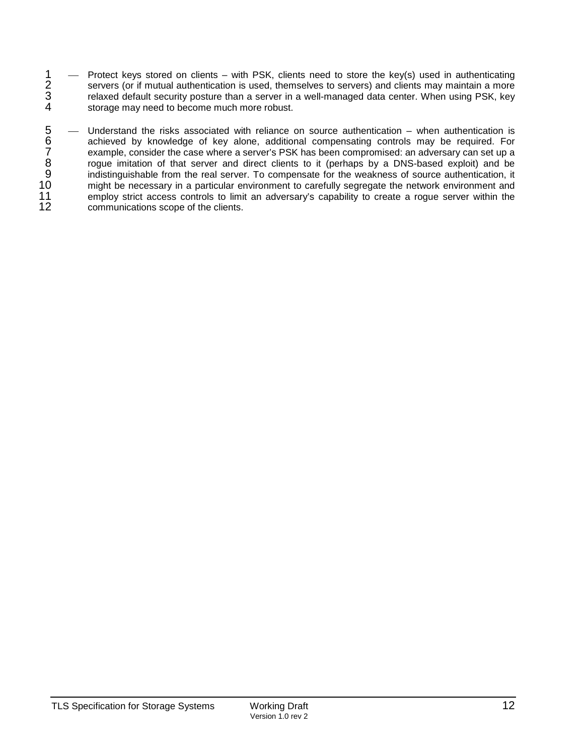- Protect keys stored on clients – with PSK, clients need to store the key(s) used in authenticating servers (or if mutual authentication is used, themselves to servers) and clients may maintain a more relaxed default security posture than a server in a well-managed data center. When using PSK, key storage may need to become much more robust.

- Understand the risks associated with reliance on source authentication – when authentication is achieved by knowledge of key alone, additional compensating controls may be required. For example, consider the case where a server's PSK has been compromised: an adversary can set up a rogue imitation of that server and direct clients to it (perhaps by a DNS-based exploit) and be indistinguishable from the real server. To compensate for the weakness of source authentication, it might be necessary in a particular environment to carefully segregate the network environment and employ strict access controls to limit an adversary's capability to create a rogue server within the communications scope of the clients.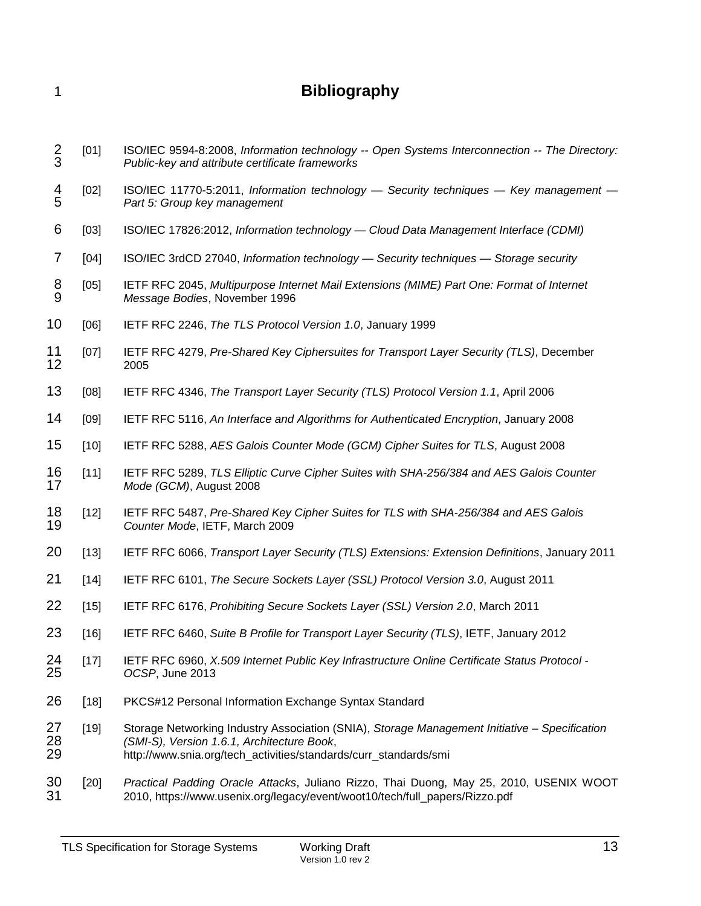# Bibliography

[01] ISO/IEC 9594-8:2008, *Information technology -- Open Systems Interconnection -- The Directory: Public-key and attribute certificate frameworks*

[02] ISO/IEC 11770-5:2011, *Information technology — Security techniques — Key management — Part 5: Group key management*

[03] ISO/IEC 17826:2012, *Information technology — Cloud Data Management Interface (CDMI)*

[04] ISO/IEC 3rdCD 27040, *Information technology — Security techniques — Storage security*

[05] IETF RFC 2045, *Multipurpose Internet Mail Extensions (MIME) Part One: Format of Internet Message Bodies*, November 1996

[06] IETF RFC 2246, *The TLS Protocol Version 1.0*, January 1999

[07] IETF RFC 4279, *Pre-Shared Key Ciphersuites for Transport Layer Security (TLS)*, December 2005

[08] IETF RFC 4346, *The Transport Layer Security (TLS) Protocol Version 1.1*, April 2006

[09] IETF RFC 5116, *An Interface and Algorithms for Authenticated Encryption*, January 2008

[10] IETF RFC 5288, *AES Galois Counter Mode (GCM) Cipher Suites for TLS*, August 2008

[11] IETF RFC 5289, *TLS Elliptic Curve Cipher Suites with SHA-256/384 and AES Galois Counter Mode (GCM)*, August 2008

[12] IETF RFC 5487, *Pre-Shared Key Cipher Suites for TLS with SHA-256/384 and AES Galois Counter Mode*, IETF, March 2009

[13] IETF RFC 6066, *Transport Layer Security (TLS) Extensions: Extension Definitions*, January 2011

[14] IETF RFC 6101, *The Secure Sockets Layer (SSL) Protocol Version 3.0*, August 2011

[15] IETF RFC 6176, *Prohibiting Secure Sockets Layer (SSL) Version 2.0*, March 2011

[16] IETF RFC 6460, *Suite B Profile for Transport Layer Security (TLS)*, IETF, January 2012

[17] IETF RFC 6960, *X.509 Internet Public Key Infrastructure Online Certificate Status Protocol - OCSP*, June 2013

[18] PKCS#12 Personal Information Exchange Syntax Standard

[19] Storage Networking Industry Association (SNIA), *Storage Management Initiative – Specification (SMI-S), Version 1.6.1, Architecture Book*, http://www.snia.org/tech_activities/standards/curr_standards/smi

[20] *Practical Padding Oracle Attacks*, Juliano Rizzo, Thai Duong, May 25, 2010, USENIX WOOT 2010, https://www.usenix.org/legacy/event/woot10/tech/full_papers/Rizzo.pdf